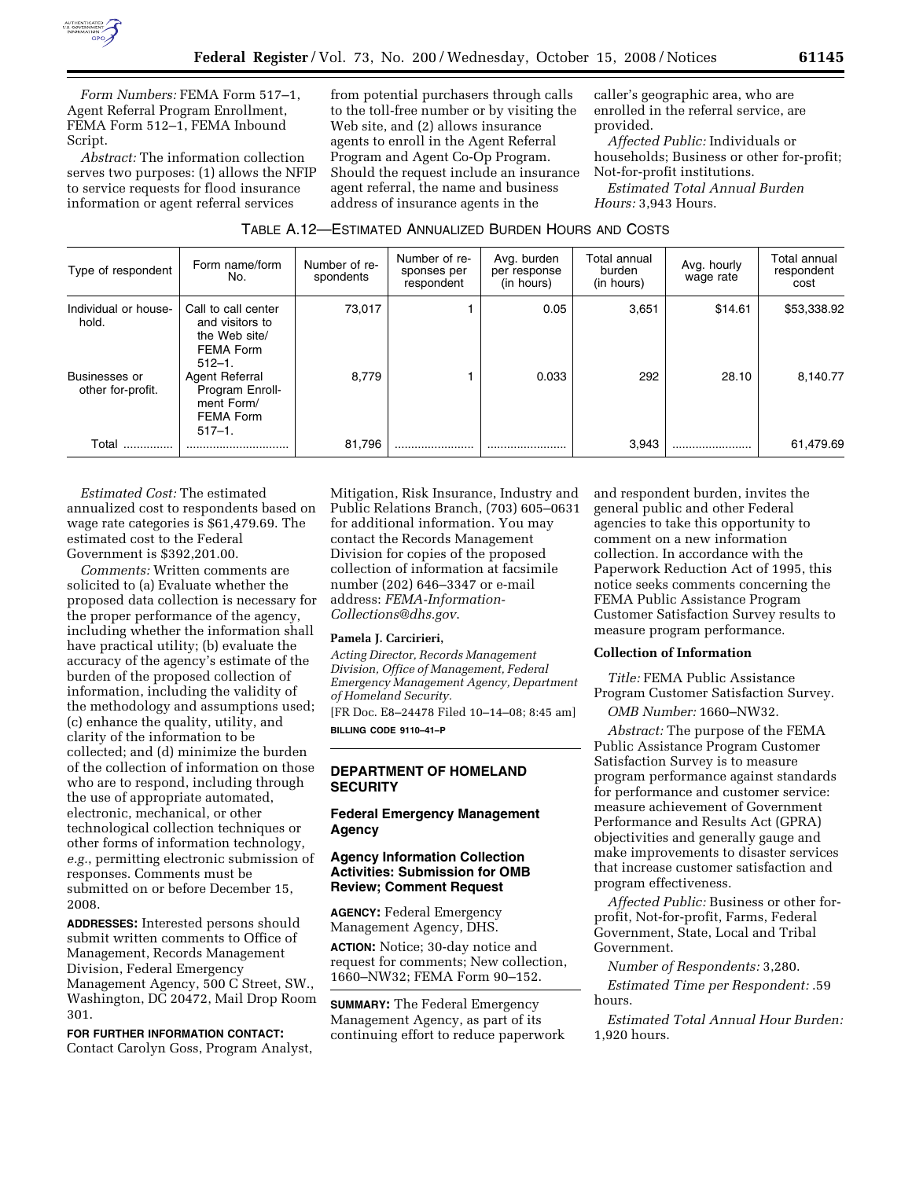*Form Numbers:* FEMA Form 517–1, Agent Referral Program Enrollment, FEMA Form 512–1, FEMA Inbound Script.

*Abstract:* The information collection serves two purposes: (1) allows the NFIP to service requests for flood insurance information or agent referral services from potential purchasers through calls to the toll-free number or by visiting the Web site, and (2) allows insurance agents to enroll in the Agent Referral Program and Agent Co-Op Program. Should the request include an insurance agent referral, the name and business address of insurance agents in the caller's geographic area, who are enrolled in the referral service, are provided.

*Affected Public:* Individuals or households; Business or other for-profit; Not-for-profit institutions.

*Estimated Total Annual Burden Hours:* 3,943 Hours.

TABLE A.12—ESTIMATED ANNUALIZED BURDEN HOURS AND COSTS

| Type of respondent | Form name/form No. | Number of respondents | Number of responses per respondent | Avg. burden per response (in hours) | Total annual burden (in hours) | Avg. hourly wage rate | Total annual respondent cost |
|---|---|---|---|---|---|---|---|
| Individual or household. | Call to call center and visitors to the Web site/ FEMA Form 512–1. | 73,017 | 1 | 0.05 | 3,651 | $14.61 | $53,338.92 |
| Businesses or other for-profit. | Agent Referral Program Enrollment Form/ FEMA Form 517–1. | 8,779 | 1 | 0.033 | 292 | 28.10 | 8,140.77 |
| Total ............... | ............................... | 81,796 | ........................ | ........................ | 3,943 | ........................ | 61,479.69 |

*Estimated Cost:* The estimated annualized cost to respondents based on wage rate categories is $61,479.69. The estimated cost to the Federal Government is $392,201.00.

*Comments:* Written comments are solicited to (a) Evaluate whether the proposed data collection is necessary for the proper performance of the agency, including whether the information shall have practical utility; (b) evaluate the accuracy of the agency's estimate of the burden of the proposed collection of information, including the validity of the methodology and assumptions used; (c) enhance the quality, utility, and clarity of the information to be collected; and (d) minimize the burden of the collection of information on those who are to respond, including through the use of appropriate automated, electronic, mechanical, or other technological collection techniques or other forms of information technology, *e.g.*, permitting electronic submission of responses. Comments must be submitted on or before December 15, 2008.

**ADDRESSES:** Interested persons should submit written comments to Office of Management, Records Management Division, Federal Emergency Management Agency, 500 C Street, SW., Washington, DC 20472, Mail Drop Room 301.

**FOR FURTHER INFORMATION CONTACT:** Contact Carolyn Goss, Program Analyst, Mitigation, Risk Insurance, Industry and Public Relations Branch, (703) 605–0631 for additional information. You may contact the Records Management Division for copies of the proposed collection of information at facsimile number (202) 646–3347 or e-mail address: *FEMA-Information-Collections@dhs.gov*.

**Pamela J. Carcirieri,**

*Acting Director, Records Management Division, Office of Management, Federal Emergency Management Agency, Department of Homeland Security.*

[FR Doc. E8–24478 Filed 10–14–08; 8:45 am]

**BILLING CODE 9110–41–P**

## DEPARTMENT OF HOMELAND SECURITY

### Federal Emergency Management Agency

### Agency Information Collection Activities: Submission for OMB Review; Comment Request

**AGENCY:** Federal Emergency Management Agency, DHS.

**ACTION:** Notice; 30-day notice and request for comments; New collection, 1660–NW32; FEMA Form 90–152.

**SUMMARY:** The Federal Emergency Management Agency, as part of its continuing effort to reduce paperwork and respondent burden, invites the general public and other Federal agencies to take this opportunity to comment on a new information collection. In accordance with the Paperwork Reduction Act of 1995, this notice seeks comments concerning the FEMA Public Assistance Program Customer Satisfaction Survey results to measure program performance.

**Collection of Information**

*Title:* FEMA Public Assistance Program Customer Satisfaction Survey.

*OMB Number:* 1660–NW32.

*Abstract:* The purpose of the FEMA Public Assistance Program Customer Satisfaction Survey is to measure program performance against standards for performance and customer service: measure achievement of Government Performance and Results Act (GPRA) objectivities and generally gauge and make improvements to disaster services that increase customer satisfaction and program effectiveness.

*Affected Public:* Business or other for-profit, Not-for-profit, Farms, Federal Government, State, Local and Tribal Government.

*Number of Respondents:* 3,280.

*Estimated Time per Respondent:* .59 hours.

*Estimated Total Annual Hour Burden:* 1,920 hours.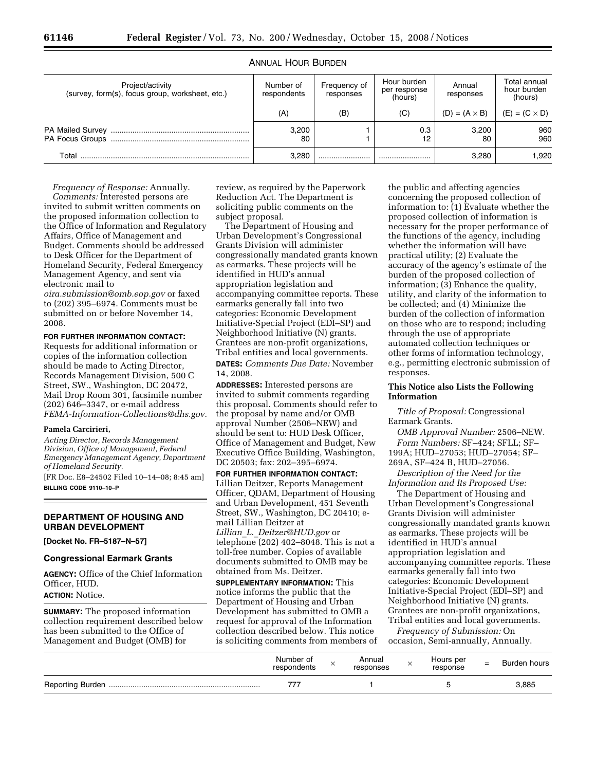ANNUAL HOUR BURDEN

| Project/activity (survey, form(s), focus group, worksheet, etc.) | Number of respondents | Frequency of responses | Hour burden per response (hours) | Annual responses | Total annual hour burden (hours) |
|---|---|---|---|---|---|
| | (A) | (B) | (C) | (D) = (A × B) | (E) = (C × D) |
| PA Mailed Survey | 3,200 | 1 | 0.3 | 3,200 | 960 |
| PA Focus Groups | 80 | 1 | 12 | 80 | 960 |
| Total | 3,280 | | | 3,280 | 1,920 |

*Frequency of Response:* Annually.

*Comments:* Interested persons are invited to submit written comments on the proposed information collection to the Office of Information and Regulatory Affairs, Office of Management and Budget. Comments should be addressed to Desk Officer for the Department of Homeland Security, Federal Emergency Management Agency, and sent via electronic mail to *oira.submission@omb.eop.gov* or faxed to (202) 395–6974. Comments must be submitted on or before November 14, 2008.

**FOR FURTHER INFORMATION CONTACT:** Requests for additional information or copies of the information collection should be made to Acting Director, Records Management Division, 500 C Street, SW., Washington, DC 20472, Mail Drop Room 301, facsimile number (202) 646–3347, or e-mail address *FEMA-Information-Collections@dhs.gov.*

**Pamela Carcirieri,**

*Acting Director, Records Management Division, Office of Management, Federal Emergency Management Agency, Department of Homeland Security.*

[FR Doc. E8–24502 Filed 10–14–08; 8:45 am]

**BILLING CODE 9110–10–P**

## DEPARTMENT OF HOUSING AND URBAN DEVELOPMENT

**[Docket No. FR–5187–N–57]**

### Congressional Earmark Grants

**AGENCY:** Office of the Chief Information Officer, HUD.

**ACTION:** Notice.

**SUMMARY:** The proposed information collection requirement described below has been submitted to the Office of Management and Budget (OMB) for review, as required by the Paperwork Reduction Act. The Department is soliciting public comments on the subject proposal.

The Department of Housing and Urban Development's Congressional Grants Division will administer congressionally mandated grants known as earmarks. These projects will be identified in HUD's annual appropriation legislation and accompanying committee reports. These earmarks generally fall into two categories: Economic Development Initiative-Special Project (EDI–SP) and Neighborhood Initiative (N) grants. Grantees are non-profit organizations, Tribal entities and local governments.

**DATES:** *Comments Due Date:* November 14, 2008.

**ADDRESSES:** Interested persons are invited to submit comments regarding this proposal. Comments should refer to the proposal by name and/or OMB approval Number (2506–NEW) and should be sent to: HUD Desk Officer, Office of Management and Budget, New Executive Office Building, Washington, DC 20503; fax: 202–395–6974.

**FOR FURTHER INFORMATION CONTACT:** Lillian Deitzer, Reports Management Officer, QDAM, Department of Housing and Urban Development, 451 Seventh Street, SW., Washington, DC 20410; e-mail Lillian Deitzer at *Lillian_L._Deitzer@HUD.gov* or telephone (202) 402–8048. This is not a toll-free number. Copies of available documents submitted to OMB may be obtained from Ms. Deitzer.

**SUPPLEMENTARY INFORMATION:** This notice informs the public that the Department of Housing and Urban Development has submitted to OMB a request for approval of the Information collection described below. This notice is soliciting comments from members of the public and affecting agencies concerning the proposed collection of information to: (1) Evaluate whether the proposed collection of information is necessary for the proper performance of the functions of the agency, including whether the information will have practical utility; (2) Evaluate the accuracy of the agency's estimate of the burden of the proposed collection of information; (3) Enhance the quality, utility, and clarity of the information to be collected; and (4) Minimize the burden of the collection of information on those who are to respond; including through the use of appropriate automated collection techniques or other forms of information technology, e.g., permitting electronic submission of responses.

#### This Notice also Lists the Following Information

*Title of Proposal:* Congressional Earmark Grants.

*OMB Approval Number:* 2506–NEW.

*Form Numbers:* SF–424; SFLL; SF–199A; HUD–27053; HUD–27054; SF–269A, SF–424 B, HUD–27056.

*Description of the Need for the Information and Its Proposed Use:*

The Department of Housing and Urban Development's Congressional Grants Division will administer congressionally mandated grants known as earmarks. These projects will be identified in HUD's annual appropriation legislation and accompanying committee reports. These earmarks generally fall into two categories: Economic Development Initiative-Special Project (EDI–SP) and Neighborhood Initiative (N) grants. Grantees are non-profit organizations, Tribal entities and local governments.

*Frequency of Submission:* On occasion, Semi-annually, Annually.

| | Number of respondents | × | Annual responses | × | Hours per response | = | Burden hours |
|---|---|---|---|---|---|---|---|
| Reporting Burden | 777 | | 1 | | 5 | | 3,885 |